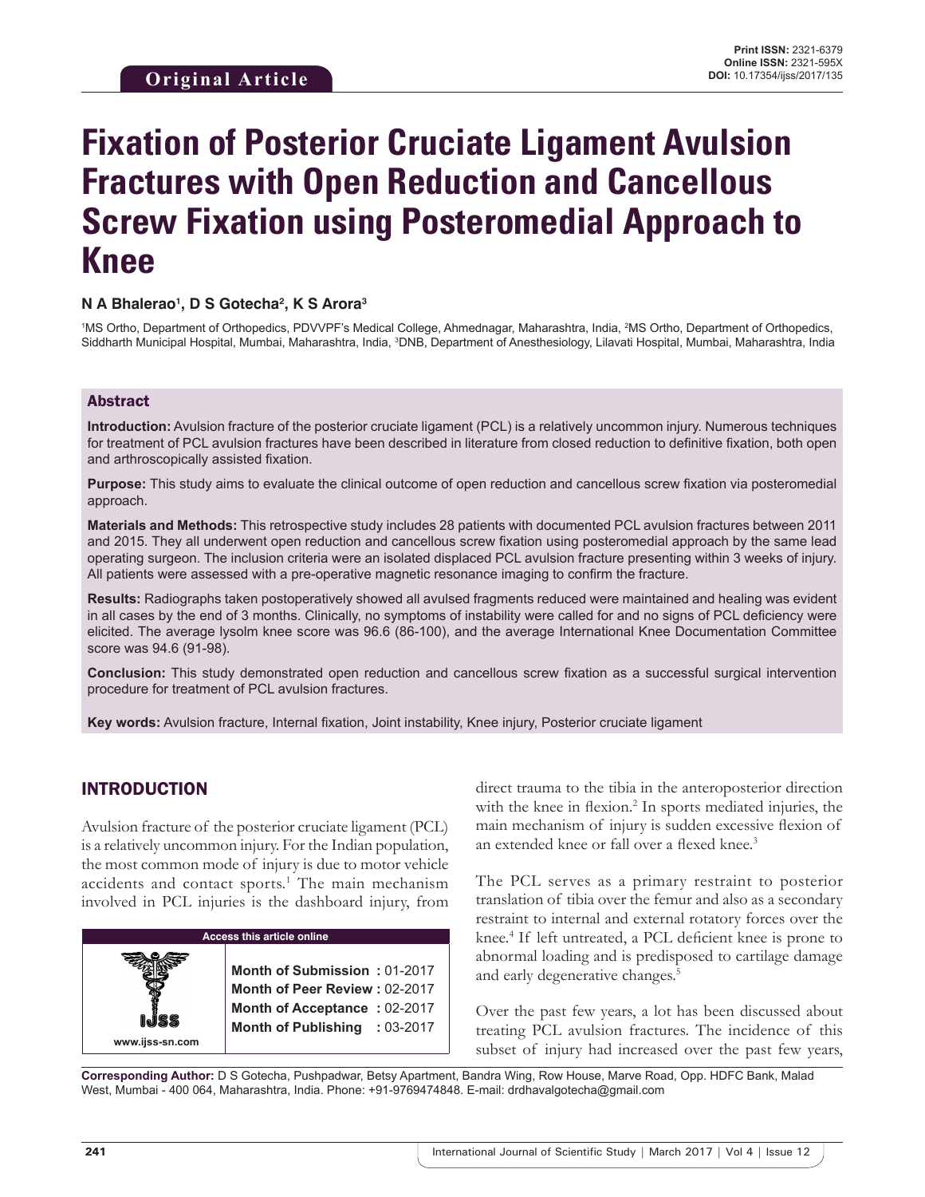**Original Article**

**Print ISSN:** 2321-6379
**Online ISSN:** 2321-595X
**DOI:** 10.17354/ijss/2017/135

# Fixation of Posterior Cruciate Ligament Avulsion Fractures with Open Reduction and Cancellous Screw Fixation using Posteromedial Approach to Knee

**N A Bhalerao[1], D S Gotecha[2], K S Arora[3]**

[1]MS Ortho, Department of Orthopedics, PDVVPF's Medical College, Ahmednagar, Maharashtra, India, [2]MS Ortho, Department of Orthopedics, Siddharth Municipal Hospital, Mumbai, Maharashtra, India, [3]DNB, Department of Anesthesiology, Lilavati Hospital, Mumbai, Maharashtra, India

## Abstract

**Introduction:** Avulsion fracture of the posterior cruciate ligament (PCL) is a relatively uncommon injury. Numerous techniques for treatment of PCL avulsion fractures have been described in literature from closed reduction to definitive fixation, both open and arthroscopically assisted fixation.

**Purpose:** This study aims to evaluate the clinical outcome of open reduction and cancellous screw fixation via posteromedial approach.

**Materials and Methods:** This retrospective study includes 28 patients with documented PCL avulsion fractures between 2011 and 2015. They all underwent open reduction and cancellous screw fixation using posteromedial approach by the same lead operating surgeon. The inclusion criteria were an isolated displaced PCL avulsion fracture presenting within 3 weeks of injury. All patients were assessed with a pre-operative magnetic resonance imaging to confirm the fracture.

**Results:** Radiographs taken postoperatively showed all avulsed fragments reduced were maintained and healing was evident in all cases by the end of 3 months. Clinically, no symptoms of instability were called for and no signs of PCL deficiency were elicited. The average lysolm knee score was 96.6 (86-100), and the average International Knee Documentation Committee score was 94.6 (91-98).

**Conclusion:** This study demonstrated open reduction and cancellous screw fixation as a successful surgical intervention procedure for treatment of PCL avulsion fractures.

**Key words:** Avulsion fracture, Internal fixation, Joint instability, Knee injury, Posterior cruciate ligament

## INTRODUCTION

Avulsion fracture of the posterior cruciate ligament (PCL) is a relatively uncommon injury. For the Indian population, the most common mode of injury is due to motor vehicle accidents and contact sports.[1] The main mechanism involved in PCL injuries is the dashboard injury, from direct trauma to the tibia in the anteroposterior direction with the knee in flexion.[2] In sports mediated injuries, the main mechanism of injury is sudden excessive flexion of an extended knee or fall over a flexed knee.[3]

The PCL serves as a primary restraint to posterior translation of tibia over the femur and also as a secondary restraint to internal and external rotatory forces over the knee.[4] If left untreated, a PCL deficient knee is prone to abnormal loading and is predisposed to cartilage damage and early degenerative changes.[5]

Over the past few years, a lot has been discussed about treating PCL avulsion fractures. The incidence of this subset of injury had increased over the past few years,

| Access this article online | |
|---|---|
| www.ijss-sn.com | **Month of Submission :** 01-2017<br>**Month of Peer Review :** 02-2017<br>**Month of Acceptance :** 02-2017<br>**Month of Publishing :** 03-2017 |

**Corresponding Author:** D S Gotecha, Pushpadwar, Betsy Apartment, Bandra Wing, Row House, Marve Road, Opp. HDFC Bank, Malad West, Mumbai - 400 064, Maharashtra, India. Phone: +91-9769474848. E-mail: drdhavalgotecha@gmail.com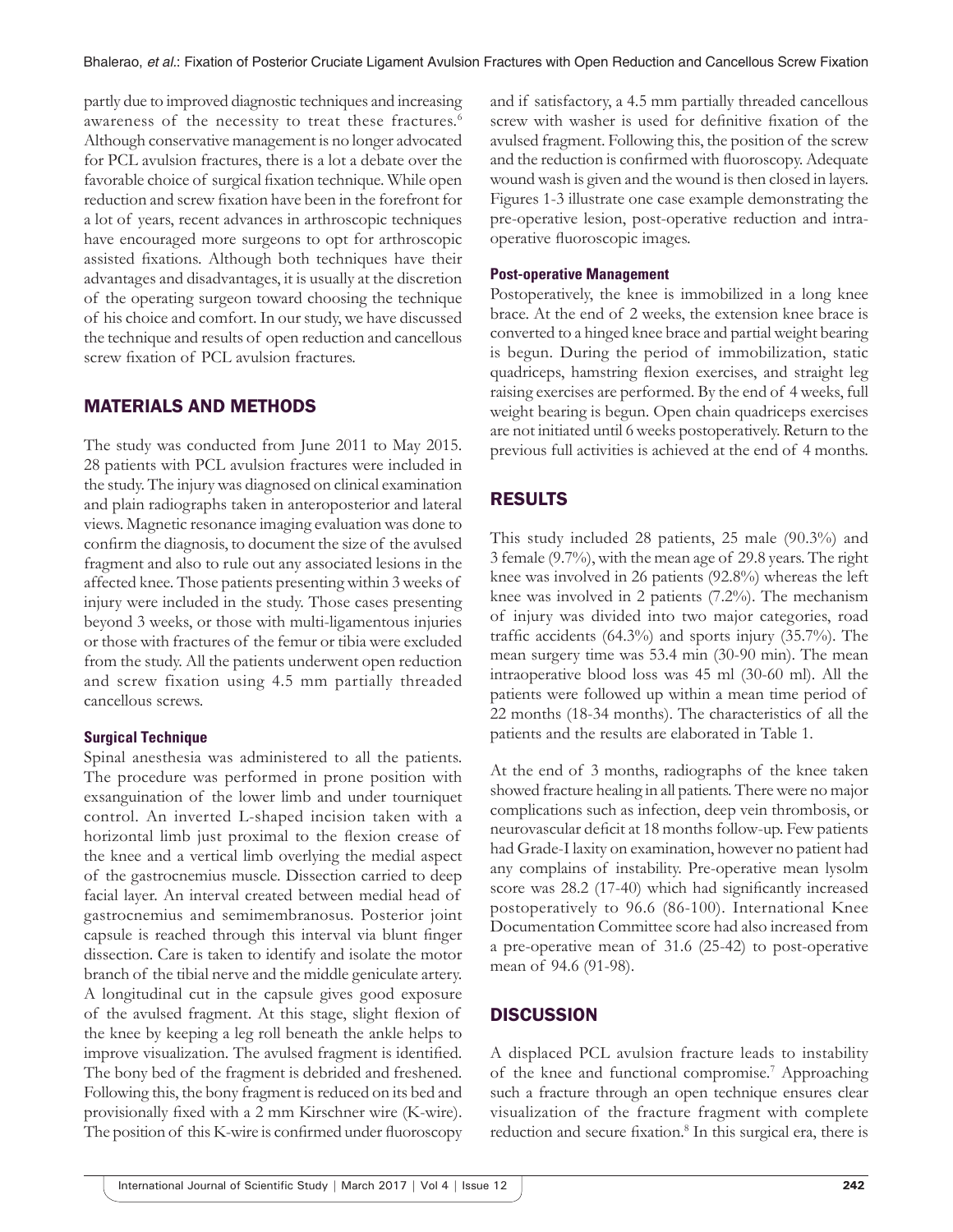partly due to improved diagnostic techniques and increasing awareness of the necessity to treat these fractures.[6] Although conservative management is no longer advocated for PCL avulsion fractures, there is a lot a debate over the favorable choice of surgical fixation technique. While open reduction and screw fixation have been in the forefront for a lot of years, recent advances in arthroscopic techniques have encouraged more surgeons to opt for arthroscopic assisted fixations. Although both techniques have their advantages and disadvantages, it is usually at the discretion of the operating surgeon toward choosing the technique of his choice and comfort. In our study, we have discussed the technique and results of open reduction and cancellous screw fixation of PCL avulsion fractures.

## MATERIALS AND METHODS

The study was conducted from June 2011 to May 2015. 28 patients with PCL avulsion fractures were included in the study. The injury was diagnosed on clinical examination and plain radiographs taken in anteroposterior and lateral views. Magnetic resonance imaging evaluation was done to confirm the diagnosis, to document the size of the avulsed fragment and also to rule out any associated lesions in the affected knee. Those patients presenting within 3 weeks of injury were included in the study. Those cases presenting beyond 3 weeks, or those with multi-ligamentous injuries or those with fractures of the femur or tibia were excluded from the study. All the patients underwent open reduction and screw fixation using 4.5 mm partially threaded cancellous screws.

### Surgical Technique

Spinal anesthesia was administered to all the patients. The procedure was performed in prone position with exsanguination of the lower limb and under tourniquet control. An inverted L-shaped incision taken with a horizontal limb just proximal to the flexion crease of the knee and a vertical limb overlying the medial aspect of the gastrocnemius muscle. Dissection carried to deep facial layer. An interval created between medial head of gastrocnemius and semimembranosus. Posterior joint capsule is reached through this interval via blunt finger dissection. Care is taken to identify and isolate the motor branch of the tibial nerve and the middle geniculate artery. A longitudinal cut in the capsule gives good exposure of the avulsed fragment. At this stage, slight flexion of the knee by keeping a leg roll beneath the ankle helps to improve visualization. The avulsed fragment is identified. The bony bed of the fragment is debrided and freshened. Following this, the bony fragment is reduced on its bed and provisionally fixed with a 2 mm Kirschner wire (K-wire). The position of this K-wire is confirmed under fluoroscopy and if satisfactory, a 4.5 mm partially threaded cancellous screw with washer is used for definitive fixation of the avulsed fragment. Following this, the position of the screw and the reduction is confirmed with fluoroscopy. Adequate wound wash is given and the wound is then closed in layers. Figures 1-3 illustrate one case example demonstrating the pre-operative lesion, post-operative reduction and intra-operative fluoroscopic images.

### Post-operative Management

Postoperatively, the knee is immobilized in a long knee brace. At the end of 2 weeks, the extension knee brace is converted to a hinged knee brace and partial weight bearing is begun. During the period of immobilization, static quadriceps, hamstring flexion exercises, and straight leg raising exercises are performed. By the end of 4 weeks, full weight bearing is begun. Open chain quadriceps exercises are not initiated until 6 weeks postoperatively. Return to the previous full activities is achieved at the end of 4 months.

## RESULTS

This study included 28 patients, 25 male (90.3%) and 3 female (9.7%), with the mean age of 29.8 years. The right knee was involved in 26 patients (92.8%) whereas the left knee was involved in 2 patients (7.2%). The mechanism of injury was divided into two major categories, road traffic accidents (64.3%) and sports injury (35.7%). The mean surgery time was 53.4 min (30-90 min). The mean intraoperative blood loss was 45 ml (30-60 ml). All the patients were followed up within a mean time period of 22 months (18-34 months). The characteristics of all the patients and the results are elaborated in Table 1.

At the end of 3 months, radiographs of the knee taken showed fracture healing in all patients. There were no major complications such as infection, deep vein thrombosis, or neurovascular deficit at 18 months follow-up. Few patients had Grade-I laxity on examination, however no patient had any complains of instability. Pre-operative mean lysolm score was 28.2 (17-40) which had significantly increased postoperatively to 96.6 (86-100). International Knee Documentation Committee score had also increased from a pre-operative mean of 31.6 (25-42) to post-operative mean of 94.6 (91-98).

## DISCUSSION

A displaced PCL avulsion fracture leads to instability of the knee and functional compromise.[7] Approaching such a fracture through an open technique ensures clear visualization of the fracture fragment with complete reduction and secure fixation.[8] In this surgical era, there is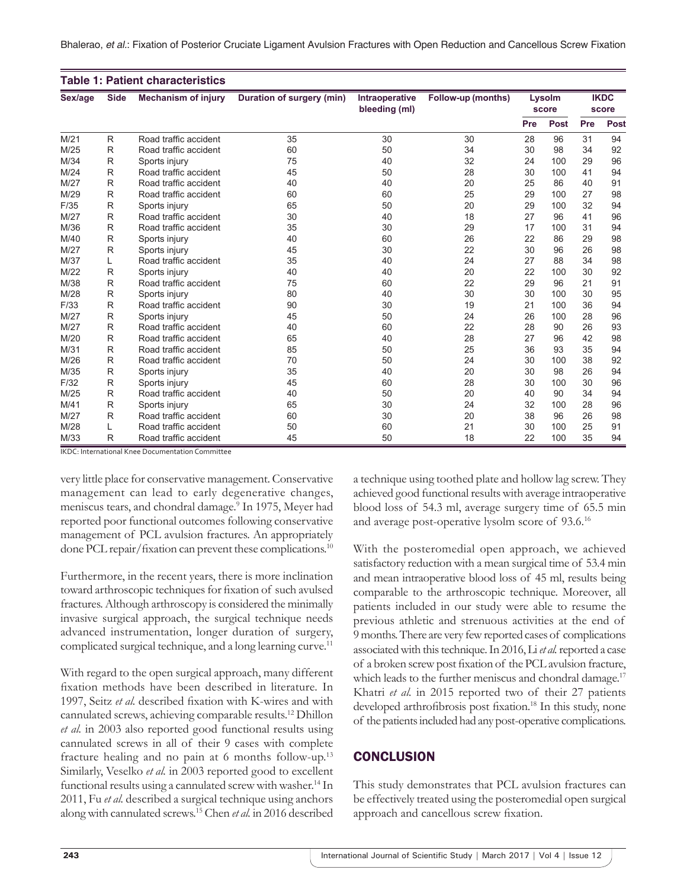**Table 1: Patient characteristics**

| Sex/age | Side | Mechanism of injury | Duration of surgery (min) | Intraoperative bleeding (ml) | Follow-up (months) | Lysolm score | | IKDC score | |
|---|---|---|---|---|---|---|---|---|---|
| | | | | | | Pre | Post | Pre | Post |
| M/21 | R | Road traffic accident | 35 | 30 | 30 | 28 | 96 | 31 | 94 |
| M/25 | R | Road traffic accident | 60 | 50 | 34 | 30 | 98 | 34 | 92 |
| M/34 | R | Sports injury | 75 | 40 | 32 | 24 | 100 | 29 | 96 |
| M/24 | R | Road traffic accident | 45 | 50 | 28 | 30 | 100 | 41 | 94 |
| M/27 | R | Road traffic accident | 40 | 40 | 20 | 25 | 86 | 40 | 91 |
| M/29 | R | Road traffic accident | 60 | 60 | 25 | 29 | 100 | 27 | 98 |
| F/35 | R | Sports injury | 65 | 50 | 20 | 29 | 100 | 32 | 94 |
| M/27 | R | Road traffic accident | 30 | 40 | 18 | 27 | 96 | 41 | 96 |
| M/36 | R | Road traffic accident | 35 | 30 | 29 | 17 | 100 | 31 | 94 |
| M/40 | R | Sports injury | 40 | 60 | 26 | 22 | 86 | 29 | 98 |
| M/27 | R | Sports injury | 45 | 30 | 22 | 30 | 96 | 26 | 98 |
| M/37 | L | Road traffic accident | 35 | 40 | 24 | 27 | 88 | 34 | 98 |
| M/22 | R | Sports injury | 40 | 40 | 20 | 22 | 100 | 30 | 92 |
| M/38 | R | Road traffic accident | 75 | 60 | 22 | 29 | 96 | 21 | 91 |
| M/28 | R | Sports injury | 80 | 40 | 30 | 30 | 100 | 30 | 95 |
| F/33 | R | Road traffic accident | 90 | 30 | 19 | 21 | 100 | 36 | 94 |
| M/27 | R | Sports injury | 45 | 50 | 24 | 26 | 100 | 28 | 96 |
| M/27 | R | Road traffic accident | 40 | 60 | 22 | 28 | 90 | 26 | 93 |
| M/20 | R | Road traffic accident | 65 | 40 | 28 | 27 | 96 | 42 | 98 |
| M/31 | R | Road traffic accident | 85 | 50 | 25 | 36 | 93 | 35 | 94 |
| M/26 | R | Road traffic accident | 70 | 50 | 24 | 30 | 100 | 38 | 92 |
| M/35 | R | Sports injury | 35 | 40 | 20 | 30 | 98 | 26 | 94 |
| F/32 | R | Sports injury | 45 | 60 | 28 | 30 | 100 | 30 | 96 |
| M/25 | R | Road traffic accident | 40 | 50 | 20 | 40 | 90 | 34 | 94 |
| M/41 | R | Sports injury | 65 | 30 | 24 | 32 | 100 | 28 | 96 |
| M/27 | R | Road traffic accident | 60 | 30 | 20 | 38 | 96 | 26 | 98 |
| M/28 | L | Road traffic accident | 50 | 60 | 21 | 30 | 100 | 25 | 91 |
| M/33 | R | Road traffic accident | 45 | 50 | 18 | 22 | 100 | 35 | 94 |

IKDC: International Knee Documentation Committee

very little place for conservative management. Conservative management can lead to early degenerative changes, meniscus tears, and chondral damage.[9] In 1975, Meyer had reported poor functional outcomes following conservative management of PCL avulsion fractures. An appropriately done PCL repair/fixation can prevent these complications.[10]

Furthermore, in the recent years, there is more inclination toward arthroscopic techniques for fixation of such avulsed fractures. Although arthroscopy is considered the minimally invasive surgical approach, the surgical technique needs advanced instrumentation, longer duration of surgery, complicated surgical technique, and a long learning curve.[11]

With regard to the open surgical approach, many different fixation methods have been described in literature. In 1997, Seitz *et al.* described fixation with K-wires and with cannulated screws, achieving comparable results.[12] Dhillon *et al.* in 2003 also reported good functional results using cannulated screws in all of their 9 cases with complete fracture healing and no pain at 6 months follow-up.[13] Similarly, Veselko *et al.* in 2003 reported good to excellent functional results using a cannulated screw with washer.[14] In 2011, Fu *et al.* described a surgical technique using anchors along with cannulated screws.[15] Chen *et al.* in 2016 described a technique using toothed plate and hollow lag screw. They achieved good functional results with average intraoperative blood loss of 54.3 ml, average surgery time of 65.5 min and average post-operative lysolm score of 93.6.[16]

With the posteromedial open approach, we achieved satisfactory reduction with a mean surgical time of 53.4 min and mean intraoperative blood loss of 45 ml, results being comparable to the arthroscopic technique. Moreover, all patients included in our study were able to resume the previous athletic and strenuous activities at the end of 9 months. There are very few reported cases of complications associated with this technique. In 2016, Li *et al.* reported a case of a broken screw post fixation of the PCL avulsion fracture, which leads to the further meniscus and chondral damage.[17] Khatri *et al.* in 2015 reported two of their 27 patients developed arthrofibrosis post fixation.[18] In this study, none of the patients included had any post-operative complications.

## CONCLUSION

This study demonstrates that PCL avulsion fractures can be effectively treated using the posteromedial open surgical approach and cancellous screw fixation.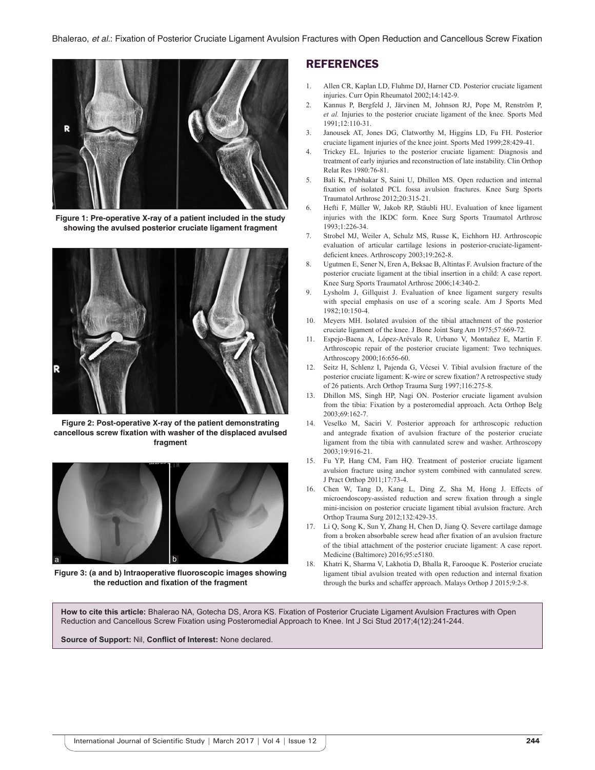Figure 1: Pre-operative X-ray of a patient included in the study showing the avulsed posterior cruciate ligament fragment

Figure 2: Post-operative X-ray of the patient demonstrating cancellous screw fixation with washer of the displaced avulsed fragment

Figure 3: (a and b) Intraoperative fluoroscopic images showing the reduction and fixation of the fragment

## REFERENCES

1. Allen CR, Kaplan LD, Fluhme DJ, Harner CD. Posterior cruciate ligament injuries. Curr Opin Rheumatol 2002;14:142-9.
2. Kannus P, Bergfeld J, Järvinen M, Johnson RJ, Pope M, Renström P, *et al.* Injuries to the posterior cruciate ligament of the knee. Sports Med 1991;12:110-31.
3. Janousek AT, Jones DG, Clatworthy M, Higgins LD, Fu FH. Posterior cruciate ligament injuries of the knee joint. Sports Med 1999;28:429-41.
4. Trickey EL. Injuries to the posterior cruciate ligament: Diagnosis and treatment of early injuries and reconstruction of late instability. Clin Orthop Relat Res 1980:76-81.
5. Bali K, Prabhakar S, Saini U, Dhillon MS. Open reduction and internal fixation of isolated PCL fossa avulsion fractures. Knee Surg Sports Traumatol Arthrosc 2012;20:315-21.
6. Hefti F, Müller W, Jakob RP, Stäubli HU. Evaluation of knee ligament injuries with the IKDC form. Knee Surg Sports Traumatol Arthrosc 1993;1:226-34.
7. Strobel MJ, Weiler A, Schulz MS, Russe K, Eichhorn HJ. Arthroscopic evaluation of articular cartilage lesions in posterior-cruciate-ligament-deficient knees. Arthroscopy 2003;19:262-8.
8. Ugutmen E, Sener N, Eren A, Beksac B, Altintas F. Avulsion fracture of the posterior cruciate ligament at the tibial insertion in a child: A case report. Knee Surg Sports Traumatol Arthrosc 2006;14:340-2.
9. Lysholm J, Gillquist J. Evaluation of knee ligament surgery results with special emphasis on use of a scoring scale. Am J Sports Med 1982;10:150-4.
10. Meyers MH. Isolated avulsion of the tibial attachment of the posterior cruciate ligament of the knee. J Bone Joint Surg Am 1975;57:669-72.
11. Espejo-Baena A, López-Arévalo R, Urbano V, Montañez E, Martín F. Arthroscopic repair of the posterior cruciate ligament: Two techniques. Arthroscopy 2000;16:656-60.
12. Seitz H, Schlenz I, Pajenda G, Vécsei V. Tibial avulsion fracture of the posterior cruciate ligament: K-wire or screw fixation? A retrospective study of 26 patients. Arch Orthop Trauma Surg 1997;116:275-8.
13. Dhillon MS, Singh HP, Nagi ON. Posterior cruciate ligament avulsion from the tibia: Fixation by a posteromedial approach. Acta Orthop Belg 2003;69:162-7.
14. Veselko M, Saciri V. Posterior approach for arthroscopic reduction and antegrade fixation of avulsion fracture of the posterior cruciate ligament from the tibia with cannulated screw and washer. Arthroscopy 2003;19:916-21.
15. Fu YP, Hang CM, Fam HQ. Treatment of posterior cruciate ligament avulsion fracture using anchor system combined with cannulated screw. J Pract Orthop 2011;17:73-4.
16. Chen W, Tang D, Kang L, Ding Z, Sha M, Hong J. Effects of microendoscopy-assisted reduction and screw fixation through a single mini-incision on posterior cruciate ligament tibial avulsion fracture. Arch Orthop Trauma Surg 2012;132:429-35.
17. Li Q, Song K, Sun Y, Zhang H, Chen D, Jiang Q. Severe cartilage damage from a broken absorbable screw head after fixation of an avulsion fracture of the tibial attachment of the posterior cruciate ligament: A case report. Medicine (Baltimore) 2016;95:e5180.
18. Khatri K, Sharma V, Lakhotia D, Bhalla R, Farooque K. Posterior cruciate ligament tibial avulsion treated with open reduction and internal fixation through the burks and schaffer approach. Malays Orthop J 2015;9:2-8.

**How to cite this article:** Bhalerao NA, Gotecha DS, Arora KS. Fixation of Posterior Cruciate Ligament Avulsion Fractures with Open Reduction and Cancellous Screw Fixation using Posteromedial Approach to Knee. Int J Sci Stud 2017;4(12):241-244.

**Source of Support:** Nil, **Conflict of Interest:** None declared.